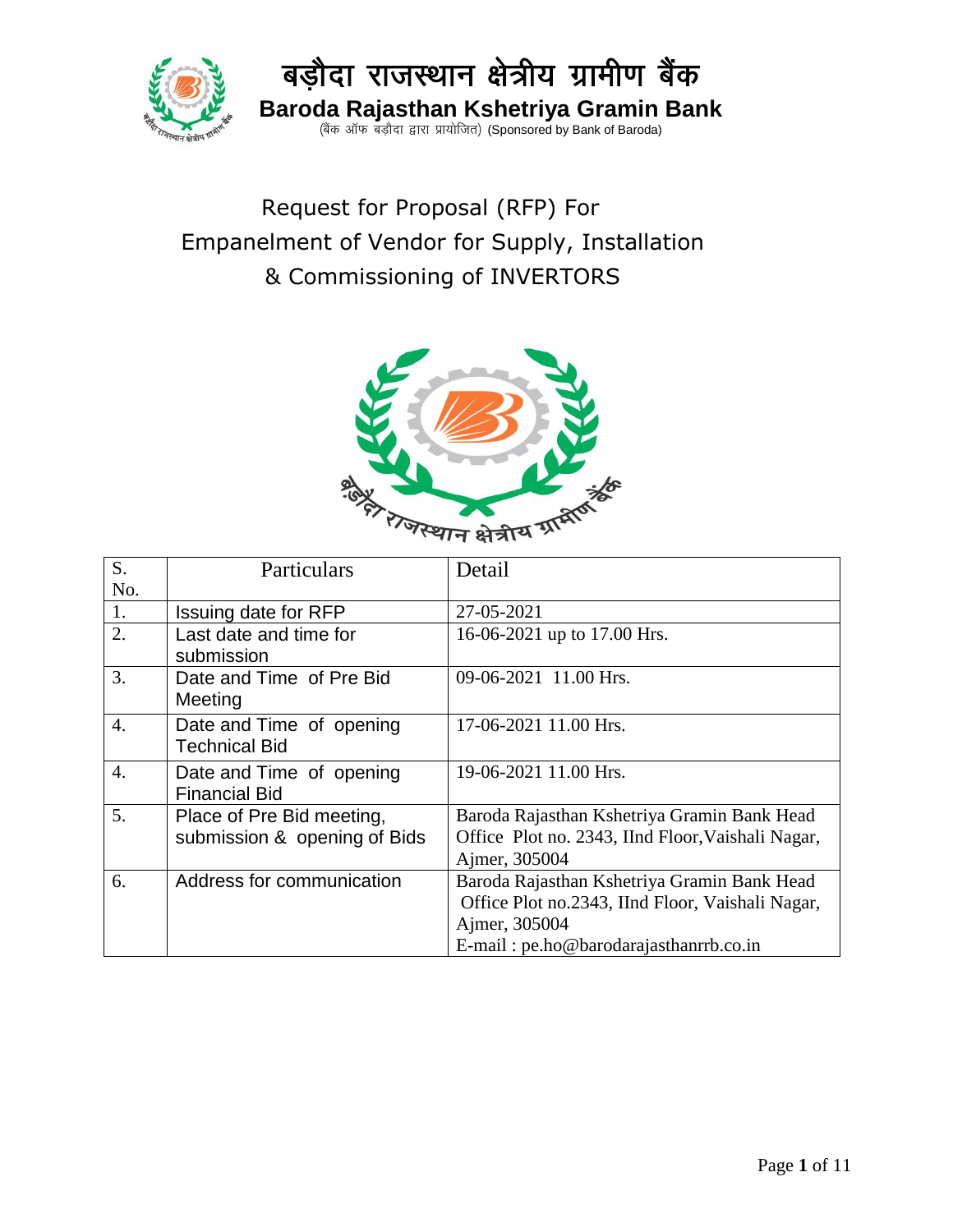# बड़ौदा राजस्थान क्षेत्रीय ग्रामीण बैंक

## Baroda Rajasthan Kshetriya Gramin Bank

(बैंक ऑफ बड़ौदा द्वारा प्रायोजित) (Sponsored by Bank of Baroda)

# Request for Proposal (RFP) For Empanelment of Vendor for Supply, Installation & Commissioning of INVERTORS

| S. No. | Particulars | Detail |
|---|---|---|
| 1. | Issuing date for RFP | 27-05-2021 |
| 2. | Last date and time for submission | 16-06-2021 up to 17.00 Hrs. |
| 3. | Date and Time of Pre Bid Meeting | 09-06-2021 11.00 Hrs. |
| 4. | Date and Time of opening Technical Bid | 17-06-2021 11.00 Hrs. |
| 4. | Date and Time of opening Financial Bid | 19-06-2021 11.00 Hrs. |
| 5. | Place of Pre Bid meeting, submission & opening of Bids | Baroda Rajasthan Kshetriya Gramin Bank Head Office Plot no. 2343, IInd Floor, Vaishali Nagar, Ajmer, 305004 |
| 6. | Address for communication | Baroda Rajasthan Kshetriya Gramin Bank Head Office Plot no.2343, IInd Floor, Vaishali Nagar, Ajmer, 305004<br>E-mail : pe.ho@barodarajasthanrrb.co.in |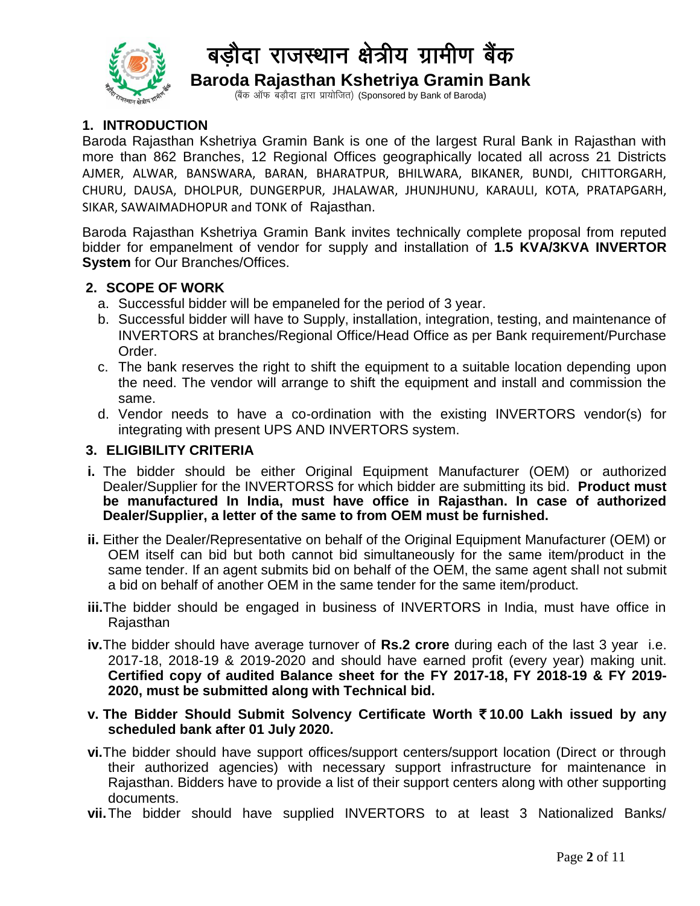# बड़ौदा राजस्थान क्षेत्रीय ग्रामीण बैंक

**Baroda Rajasthan Kshetriya Gramin Bank**

(बैंक ऑफ बड़ौदा द्वारा प्रायोजित) (Sponsored by Bank of Baroda)

## 1. INTRODUCTION

Baroda Rajasthan Kshetriya Gramin Bank is one of the largest Rural Bank in Rajasthan with more than 862 Branches, 12 Regional Offices geographically located all across 21 Districts AJMER, ALWAR, BANSWARA, BARAN, BHARATPUR, BHILWARA, BIKANER, BUNDI, CHITTORGARH, CHURU, DAUSA, DHOLPUR, DUNGERPUR, JHALAWAR, JHUNJHUNU, KARAULI, KOTA, PRATAPGARH, SIKAR, SAWAIMADHOPUR and TONK of Rajasthan.

Baroda Rajasthan Kshetriya Gramin Bank invites technically complete proposal from reputed bidder for empanelment of vendor for supply and installation of **1.5 KVA/3KVA INVERTOR System** for Our Branches/Offices.

## 2. SCOPE OF WORK

a. Successful bidder will be empaneled for the period of 3 year.

b. Successful bidder will have to Supply, installation, integration, testing, and maintenance of INVERTORS at branches/Regional Office/Head Office as per Bank requirement/Purchase Order.

c. The bank reserves the right to shift the equipment to a suitable location depending upon the need. The vendor will arrange to shift the equipment and install and commission the same.

d. Vendor needs to have a co-ordination with the existing INVERTORS vendor(s) for integrating with present UPS AND INVERTORS system.

## 3. ELIGIBILITY CRITERIA

**i.** The bidder should be either Original Equipment Manufacturer (OEM) or authorized Dealer/Supplier for the INVERTORSS for which bidder are submitting its bid. **Product must be manufactured In India, must have office in Rajasthan. In case of authorized Dealer/Supplier, a letter of the same to from OEM must be furnished.**

**ii.** Either the Dealer/Representative on behalf of the Original Equipment Manufacturer (OEM) or OEM itself can bid but both cannot bid simultaneously for the same item/product in the same tender. If an agent submits bid on behalf of the OEM, the same agent shall not submit a bid on behalf of another OEM in the same tender for the same item/product.

**iii.** The bidder should be engaged in business of INVERTORS in India, must have office in Rajasthan

**iv.** The bidder should have average turnover of **Rs.2 crore** during each of the last 3 year i.e. 2017-18, 2018-19 & 2019-2020 and should have earned profit (every year) making unit. **Certified copy of audited Balance sheet for the FY 2017-18, FY 2018-19 & FY 2019-2020, must be submitted along with Technical bid.**

**v. The Bidder Should Submit Solvency Certificate Worth ₹ 10.00 Lakh issued by any scheduled bank after 01 July 2020.**

**vi.** The bidder should have support offices/support centers/support location (Direct or through their authorized agencies) with necessary support infrastructure for maintenance in Rajasthan. Bidders have to provide a list of their support centers along with other supporting documents.

**vii.** The bidder should have supplied INVERTORS to at least 3 Nationalized Banks/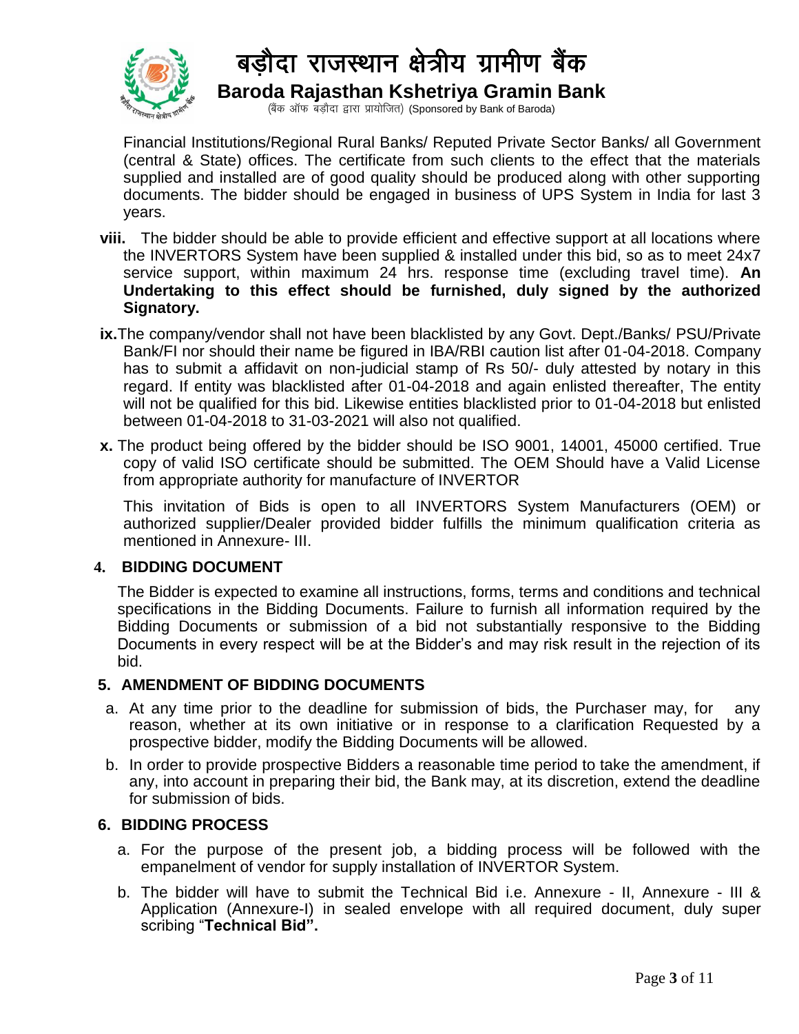Financial Institutions/Regional Rural Banks/ Reputed Private Sector Banks/ all Government (central & State) offices. The certificate from such clients to the effect that the materials supplied and installed are of good quality should be produced along with other supporting documents. The bidder should be engaged in business of UPS System in India for last 3 years.

**viii.** The bidder should be able to provide efficient and effective support at all locations where the INVERTORS System have been supplied & installed under this bid, so as to meet 24x7 service support, within maximum 24 hrs. response time (excluding travel time). **An Undertaking to this effect should be furnished, duly signed by the authorized Signatory.**

**ix.** The company/vendor shall not have been blacklisted by any Govt. Dept./Banks/ PSU/Private Bank/FI nor should their name be figured in IBA/RBI caution list after 01-04-2018. Company has to submit a affidavit on non-judicial stamp of Rs 50/- duly attested by notary in this regard. If entity was blacklisted after 01-04-2018 and again enlisted thereafter, The entity will not be qualified for this bid. Likewise entities blacklisted prior to 01-04-2018 but enlisted between 01-04-2018 to 31-03-2021 will also not qualified.

**x.** The product being offered by the bidder should be ISO 9001, 14001, 45000 certified. True copy of valid ISO certificate should be submitted. The OEM Should have a Valid License from appropriate authority for manufacture of INVERTOR

This invitation of Bids is open to all INVERTORS System Manufacturers (OEM) or authorized supplier/Dealer provided bidder fulfills the minimum qualification criteria as mentioned in Annexure- III.

## 4. BIDDING DOCUMENT

The Bidder is expected to examine all instructions, forms, terms and conditions and technical specifications in the Bidding Documents. Failure to furnish all information required by the Bidding Documents or submission of a bid not substantially responsive to the Bidding Documents in every respect will be at the Bidder's and may risk result in the rejection of its bid.

## 5. AMENDMENT OF BIDDING DOCUMENTS

a. At any time prior to the deadline for submission of bids, the Purchaser may, for any reason, whether at its own initiative or in response to a clarification Requested by a prospective bidder, modify the Bidding Documents will be allowed.

b. In order to provide prospective Bidders a reasonable time period to take the amendment, if any, into account in preparing their bid, the Bank may, at its discretion, extend the deadline for submission of bids.

## 6. BIDDING PROCESS

a. For the purpose of the present job, a bidding process will be followed with the empanelment of vendor for supply installation of INVERTOR System.

b. The bidder will have to submit the Technical Bid i.e. Annexure - II, Annexure - III & Application (Annexure-I) in sealed envelope with all required document, duly super scribing "**Technical Bid".**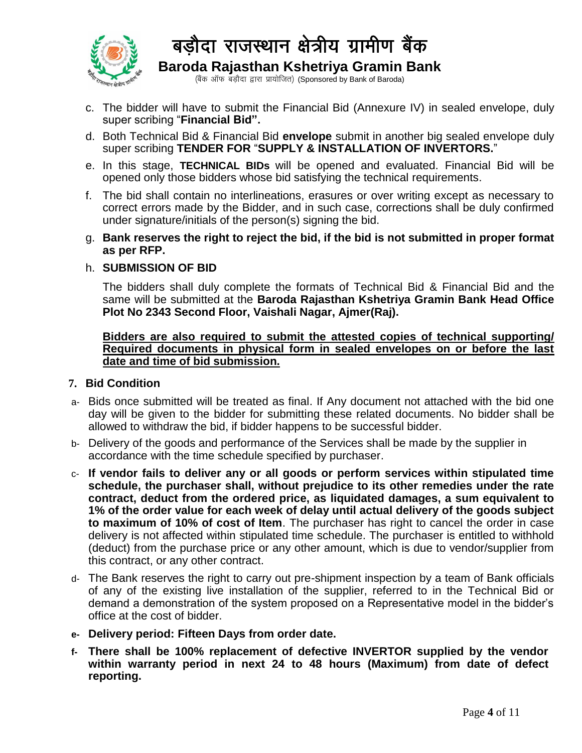c. The bidder will have to submit the Financial Bid (Annexure IV) in sealed envelope, duly super scribing "**Financial Bid".**

d. Both Technical Bid & Financial Bid **envelope** submit in another big sealed envelope duly super scribing **TENDER FOR** "**SUPPLY & INSTALLATION OF INVERTORS.**"

e. In this stage, **TECHNICAL BIDs** will be opened and evaluated. Financial Bid will be opened only those bidders whose bid satisfying the technical requirements.

f. The bid shall contain no interlineations, erasures or over writing except as necessary to correct errors made by the Bidder, and in such case, corrections shall be duly confirmed under signature/initials of the person(s) signing the bid.

g. **Bank reserves the right to reject the bid, if the bid is not submitted in proper format as per RFP.**

h. **SUBMISSION OF BID**

The bidders shall duly complete the formats of Technical Bid & Financial Bid and the same will be submitted at the **Baroda Rajasthan Kshetriya Gramin Bank Head Office Plot No 2343 Second Floor, Vaishali Nagar, Ajmer(Raj).**

<u>**Bidders are also required to submit the attested copies of technical supporting/ Required documents in physical form in sealed envelopes on or before the last date and time of bid submission.**</u>

**7. Bid Condition**

a- Bids once submitted will be treated as final. If Any document not attached with the bid one day will be given to the bidder for submitting these related documents. No bidder shall be allowed to withdraw the bid, if bidder happens to be successful bidder.

b- Delivery of the goods and performance of the Services shall be made by the supplier in accordance with the time schedule specified by purchaser.

c- **If vendor fails to deliver any or all goods or perform services within stipulated time schedule, the purchaser shall, without prejudice to its other remedies under the rate contract, deduct from the ordered price, as liquidated damages, a sum equivalent to 1% of the order value for each week of delay until actual delivery of the goods subject to maximum of 10% of cost of Item**. The purchaser has right to cancel the order in case delivery is not affected within stipulated time schedule. The purchaser is entitled to withhold (deduct) from the purchase price or any other amount, which is due to vendor/supplier from this contract, or any other contract.

d- The Bank reserves the right to carry out pre-shipment inspection by a team of Bank officials of any of the existing live installation of the supplier, referred to in the Technical Bid or demand a demonstration of the system proposed on a Representative model in the bidder's office at the cost of bidder.

**e- Delivery period: Fifteen Days from order date.**

**f- There shall be 100% replacement of defective INVERTOR supplied by the vendor within warranty period in next 24 to 48 hours (Maximum) from date of defect reporting.**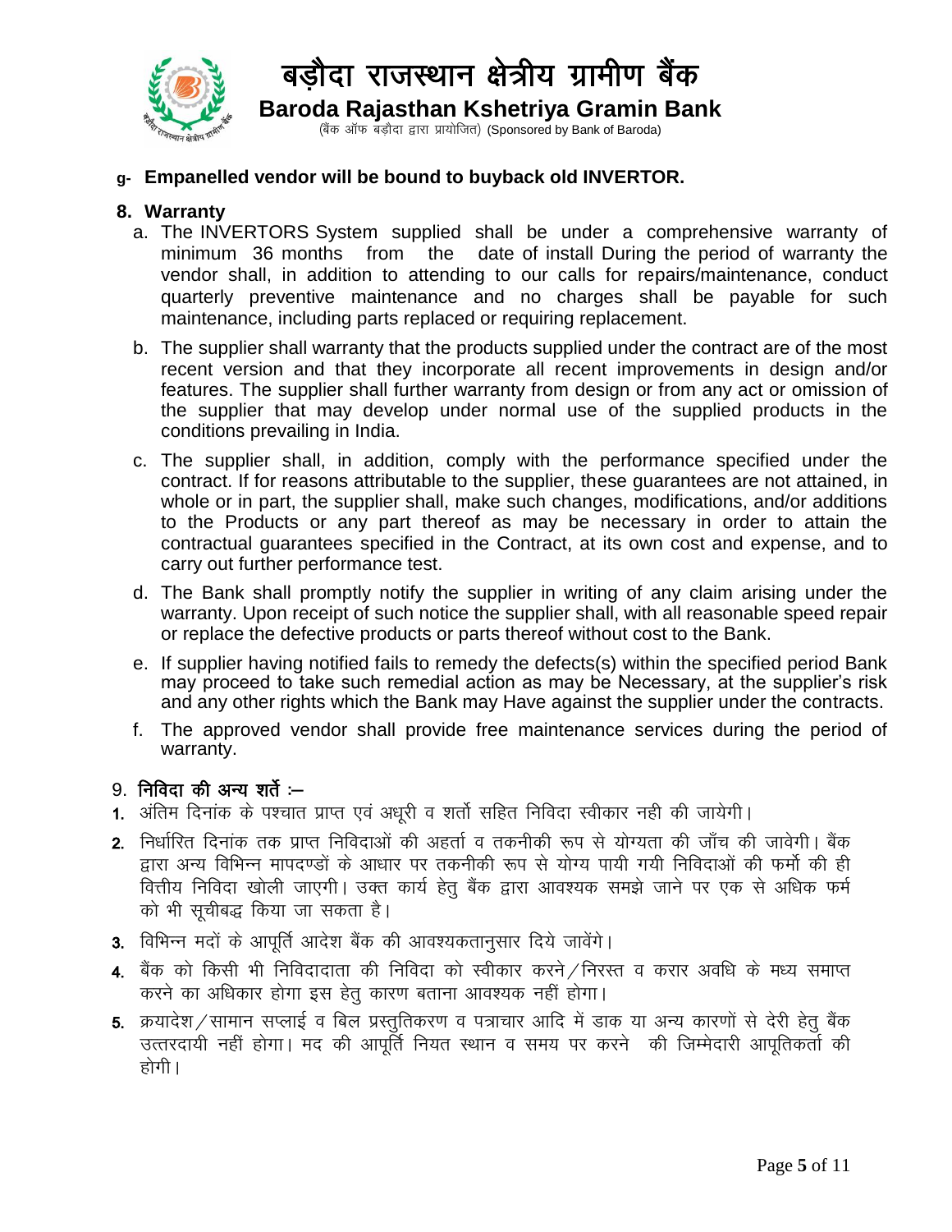**g- Empanelled vendor will be bound to buyback old INVERTOR.**

## 8. Warranty

a. The INVERTORS System supplied shall be under a comprehensive warranty of minimum 36 months from the date of install During the period of warranty the vendor shall, in addition to attending to our calls for repairs/maintenance, conduct quarterly preventive maintenance and no charges shall be payable for such maintenance, including parts replaced or requiring replacement.

b. The supplier shall warranty that the products supplied under the contract are of the most recent version and that they incorporate all recent improvements in design and/or features. The supplier shall further warranty from design or from any act or omission of the supplier that may develop under normal use of the supplied products in the conditions prevailing in India.

c. The supplier shall, in addition, comply with the performance specified under the contract. If for reasons attributable to the supplier, these guarantees are not attained, in whole or in part, the supplier shall, make such changes, modifications, and/or additions to the Products or any part thereof as may be necessary in order to attain the contractual guarantees specified in the Contract, at its own cost and expense, and to carry out further performance test.

d. The Bank shall promptly notify the supplier in writing of any claim arising under the warranty. Upon receipt of such notice the supplier shall, with all reasonable speed repair or replace the defective products or parts thereof without cost to the Bank.

e. If supplier having notified fails to remedy the defects(s) within the specified period Bank may proceed to take such remedial action as may be Necessary, at the supplier's risk and any other rights which the Bank may Have against the supplier under the contracts.

f. The approved vendor shall provide free maintenance services during the period of warranty.

## 9. निविदा की अन्य शर्ते :–

1. अंतिम दिनांक के पश्चात प्राप्त एवं अधूरी व शर्तो सहित निविदा स्वीकार नही की जायेगी।
2. निर्धारित दिनांक तक प्राप्त निविदाओं की अहर्ता व तकनीकी रूप से योग्यता की जाँच की जावेगी। बैंक द्वारा अन्य विभिन्न मापदण्डों के आधार पर तकनीकी रूप से योग्य पायी गयी निविदाओं की फर्मो की ही वित्तीय निविदा खोली जाएगी। उक्त कार्य हेतु बैंक द्वारा आवश्यक समझे जाने पर एक से अधिक फर्म को भी सूचीबद्ध किया जा सकता है।
3. विभिन्न मदों के आपूर्ति आदेश बैंक की आवश्यकतानुसार दिये जावेंगे।
4. बैंक को किसी भी निविदादाता की निविदा को स्वीकार करने/निरस्त व करार अवधि के मध्य समाप्त करने का अधिकार होगा इस हेतु कारण बताना आवश्यक नहीं होगा।
5. क्रयादेश/सामान सप्लाई व बिल प्रस्तुतिकरण व पत्राचार आदि में डाक या अन्य कारणों से देरी हेतु बैंक उत्तरदायी नहीं होगा। मद की आपूर्ति नियत स्थान व समय पर करने की जिम्मेदारी आपूतिकर्ता की होगी।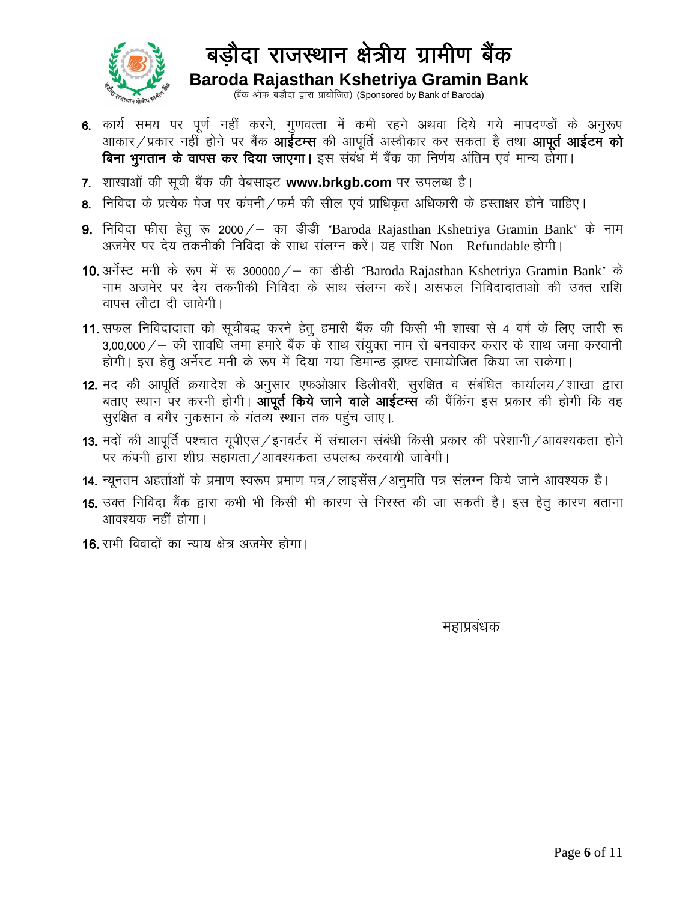# बड़ौदा राजस्थान क्षेत्रीय ग्रामीण बैंक

**Baroda Rajasthan Kshetriya Gramin Bank**

(बैंक ऑफ बड़ौदा द्वारा प्रायोजित) (Sponsored by Bank of Baroda)

**6.** कार्य समय पर पूर्ण नहीं करने, गुणवत्ता में कमी रहने अथवा दिये गये मापदण्डों के अनुरूप आकार/प्रकार नहीं होने पर बैंक **आईटम्स** की आपूर्ति अस्वीकार कर सकता है तथा **आपूर्त आईटम को बिना भुगतान के वापस कर दिया जाएगा।** इस संबंध में बैंक का निर्णय अंतिम एवं मान्य होगा।

**7.** शाखाओं की सूची बैंक की वेबसाइट **www.brkgb.com** पर उपलब्ध है।

**8.** निविदा के प्रत्येक पेज पर कंपनी/फर्म की सील एवं प्राधिकृत अधिकारी के हस्ताक्षर होने चाहिए।

**9.** निविदा फीस हेतु रू 2000/– का डीडी "Baroda Rajasthan Kshetriya Gramin Bank" के नाम अजमेर पर देय तकनीकी निविदा के साथ संलग्न करें। यह राशि Non – Refundable होगी।

**10.** अर्नेस्ट मनी के रूप में रू 300000/– का डीडी "Baroda Rajasthan Kshetriya Gramin Bank" के नाम अजमेर पर देय तकनीकी निविदा के साथ संलग्न करें। असफल निविदादाताओ की उक्त राशि वापस लौटा दी जावेगी।

**11.** सफल निविदादाता को सूचीबद्ध करने हेतु हमारी बैंक की किसी भी शाखा से 4 वर्ष के लिए जारी रू 3,00,000/– की सावधि जमा हमारे बैंक के साथ संयुक्त नाम से बनवाकर करार के साथ जमा करवानी होगी। इस हेतु अर्नेस्ट मनी के रूप में दिया गया डिमान्ड ड्राफ्ट समायोजित किया जा सकेगा।

**12.** मद की आपूर्ति क्रयादेश के अनुसार एफओआर डिलीवरी, सुरक्षित व संबंधित कार्यालय/शाखा द्वारा बताए स्थान पर करनी होगी। **आपूर्त किये जाने वाले आईटम्स** की पैंकिंग इस प्रकार की होगी कि वह सुरक्षित व बगैर नुकसान के गंतव्य स्थान तक पहुंच जाए।.

**13.** मदों की आपूर्ति पश्चात यूपीएस/इनवर्टर में संचालन संबंधी किसी प्रकार की परेशानी/आवश्यकता होने पर कंपनी द्वारा शीघ्र सहायता/आवश्यकता उपलब्ध करवायी जावेगी।

**14.** न्यूनतम अहर्ताओं के प्रमाण स्वरूप प्रमाण पत्र/लाइसेंस/अनुमति पत्र संलग्न किये जाने आवश्यक है।

**15.** उक्त निविदा बैंक द्वारा कभी भी किसी भी कारण से निरस्त की जा सकती है। इस हेतु कारण बताना आवश्यक नहीं होगा।

**16.** सभी विवादों का न्याय क्षेत्र अजमेर होगा।

महाप्रबंधक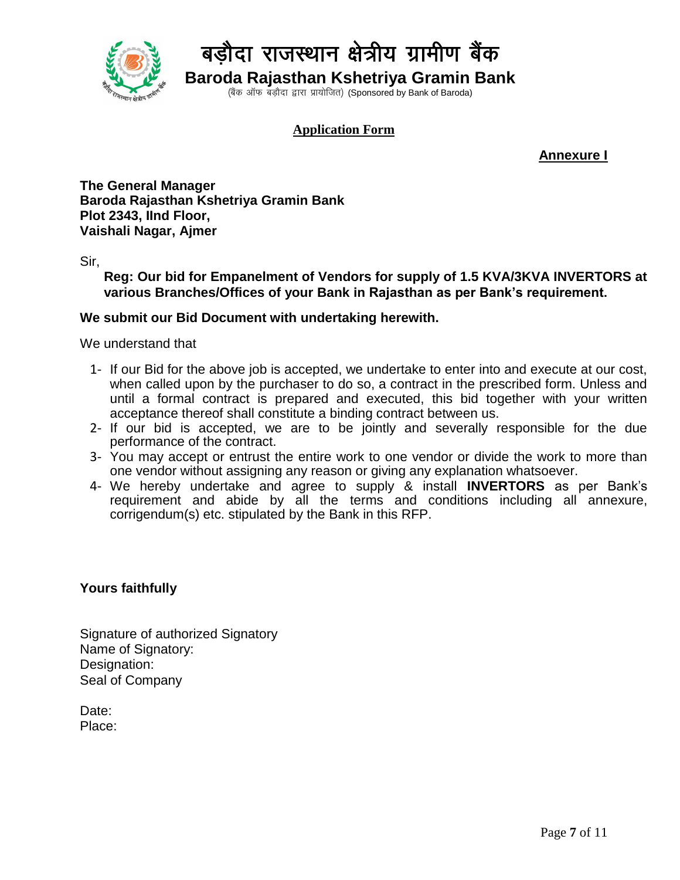# बड़ौदा राजस्थान क्षेत्रीय ग्रामीण बैंक

**Baroda Rajasthan Kshetriya Gramin Bank**

(बैंक ऑफ बड़ौदा द्वारा प्रायोजित) (Sponsored by Bank of Baroda)

## Application Form

**Annexure I**

**The General Manager**
**Baroda Rajasthan Kshetriya Gramin Bank**
**Plot 2343, IInd Floor,**
**Vaishali Nagar, Ajmer**

Sir,

**Reg: Our bid for Empanelment of Vendors for supply of 1.5 KVA/3KVA INVERTORS at various Branches/Offices of your Bank in Rajasthan as per Bank's requirement.**

**We submit our Bid Document with undertaking herewith.**

We understand that

1- If our Bid for the above job is accepted, we undertake to enter into and execute at our cost, when called upon by the purchaser to do so, a contract in the prescribed form. Unless and until a formal contract is prepared and executed, this bid together with your written acceptance thereof shall constitute a binding contract between us.
2- If our bid is accepted, we are to be jointly and severally responsible for the due performance of the contract.
3- You may accept or entrust the entire work to one vendor or divide the work to more than one vendor without assigning any reason or giving any explanation whatsoever.
4- We hereby undertake and agree to supply & install **INVERTORS** as per Bank's requirement and abide by all the terms and conditions including all annexure, corrigendum(s) etc. stipulated by the Bank in this RFP.

**Yours faithfully**

Signature of authorized Signatory
Name of Signatory:
Designation:
Seal of Company

Date:
Place: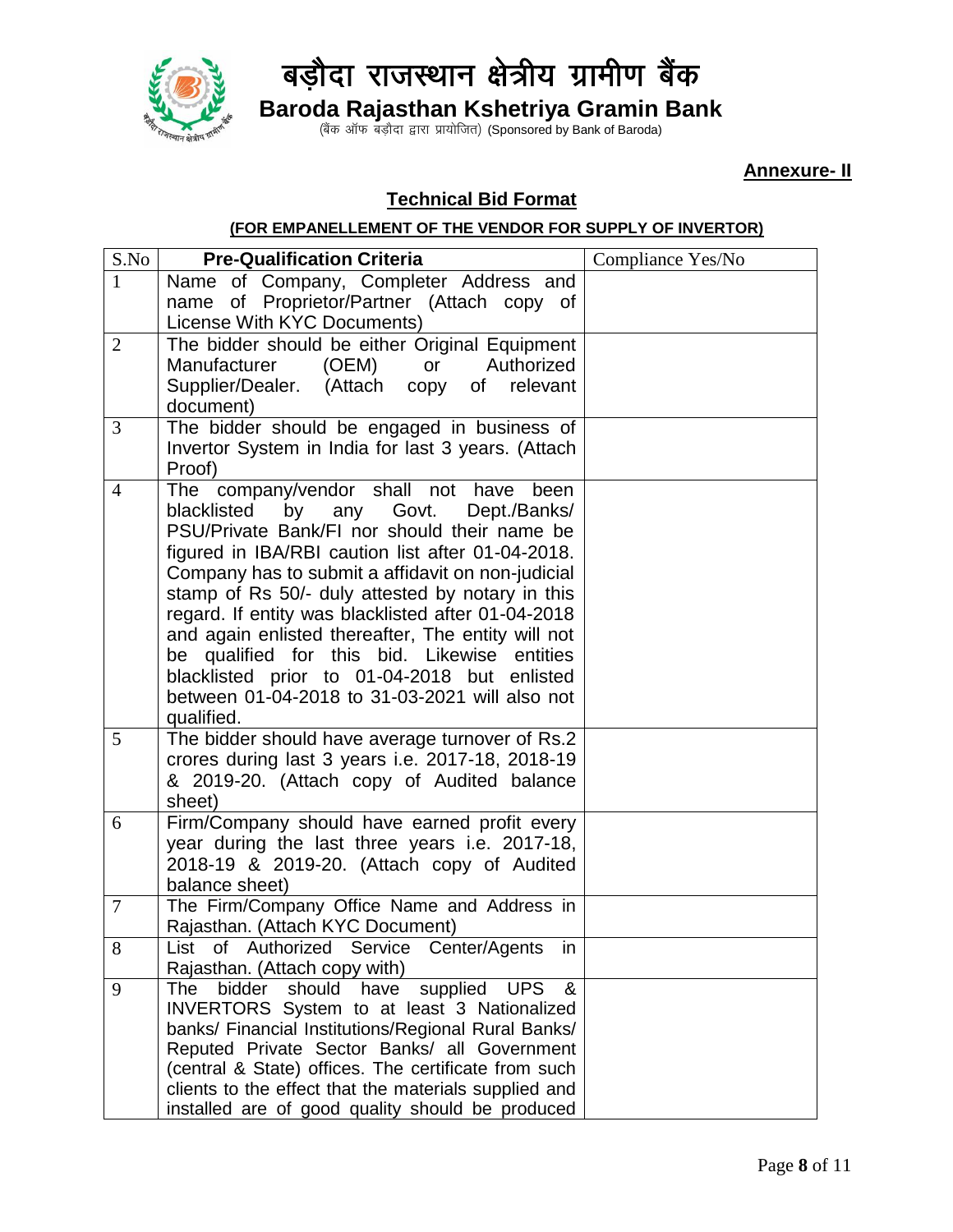# बड़ौदा राजस्थान क्षेत्रीय ग्रामीण बैंक

## Baroda Rajasthan Kshetriya Gramin Bank

(बैंक ऑफ बड़ौदा द्वारा प्रायोजित) (Sponsored by Bank of Baroda)

**Annexure- II**

### Technical Bid Format

**(FOR EMPANELLEMENT OF THE VENDOR FOR SUPPLY OF INVERTOR)**

| S.No | Pre-Qualification Criteria | Compliance Yes/No |
|---|---|---|
| 1 | Name of Company, Completer Address and name of Proprietor/Partner (Attach copy of License With KYC Documents) | |
| 2 | The bidder should be either Original Equipment Manufacturer (OEM) or Authorized Supplier/Dealer. (Attach copy of relevant document) | |
| 3 | The bidder should be engaged in business of Invertor System in India for last 3 years. (Attach Proof) | |
| 4 | The company/vendor shall not have been blacklisted by any Govt. Dept./Banks/ PSU/Private Bank/FI nor should their name be figured in IBA/RBI caution list after 01-04-2018. Company has to submit a affidavit on non-judicial stamp of Rs 50/- duly attested by notary in this regard. If entity was blacklisted after 01-04-2018 and again enlisted thereafter, The entity will not be qualified for this bid. Likewise entities blacklisted prior to 01-04-2018 but enlisted between 01-04-2018 to 31-03-2021 will also not qualified. | |
| 5 | The bidder should have average turnover of Rs.2 crores during last 3 years i.e. 2017-18, 2018-19 & 2019-20. (Attach copy of Audited balance sheet) | |
| 6 | Firm/Company should have earned profit every year during the last three years i.e. 2017-18, 2018-19 & 2019-20. (Attach copy of Audited balance sheet) | |
| 7 | The Firm/Company Office Name and Address in Rajasthan. (Attach KYC Document) | |
| 8 | List of Authorized Service Center/Agents in Rajasthan. (Attach copy with) | |
| 9 | The bidder should have supplied UPS & INVERTORS System to at least 3 Nationalized banks/ Financial Institutions/Regional Rural Banks/ Reputed Private Sector Banks/ all Government (central & State) offices. The certificate from such clients to the effect that the materials supplied and installed are of good quality should be produced | |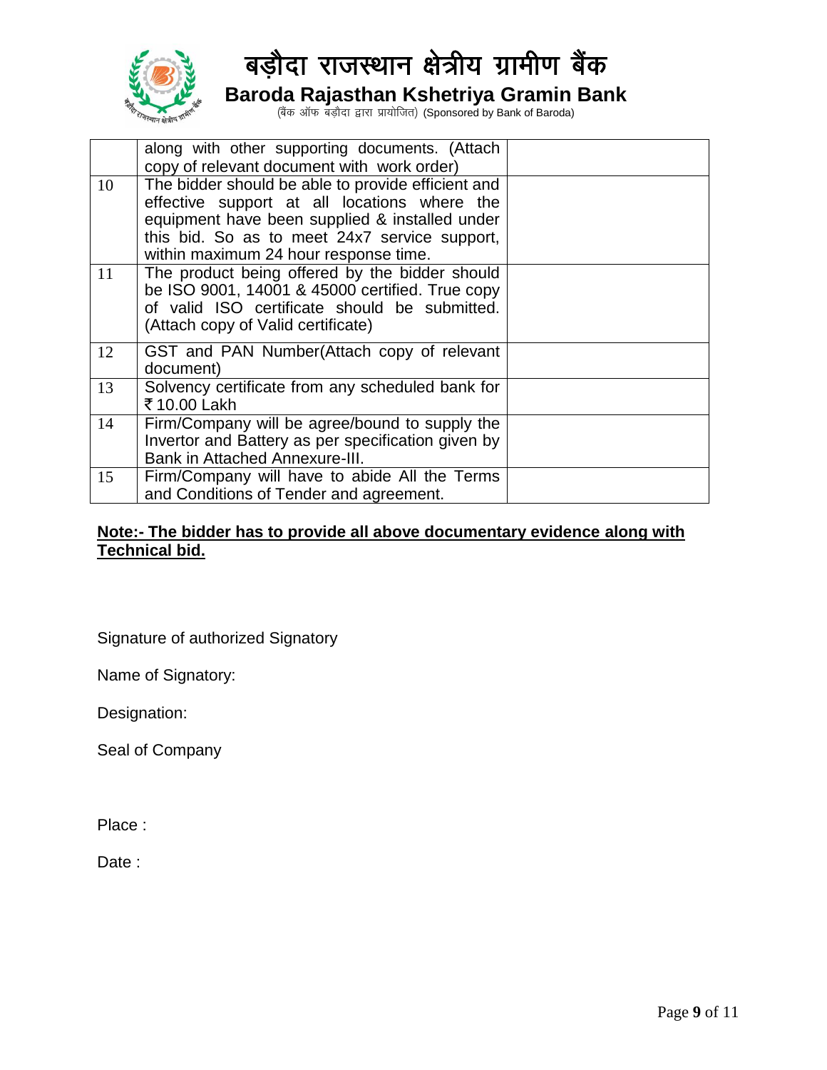| | | |
|---|---|---|
| | along with other supporting documents. (Attach copy of relevant document with work order) | |
| 10 | The bidder should be able to provide efficient and effective support at all locations where the equipment have been supplied & installed under this bid. So as to meet 24x7 service support, within maximum 24 hour response time. | |
| 11 | The product being offered by the bidder should be ISO 9001, 14001 & 45000 certified. True copy of valid ISO certificate should be submitted. (Attach copy of Valid certificate) | |
| 12 | GST and PAN Number(Attach copy of relevant document) | |
| 13 | Solvency certificate from any scheduled bank for ₹ 10.00 Lakh | |
| 14 | Firm/Company will be agree/bound to supply the Invertor and Battery as per specification given by Bank in Attached Annexure-III. | |
| 15 | Firm/Company will have to abide All the Terms and Conditions of Tender and agreement. | |

**Note:- The bidder has to provide all above documentary evidence along with Technical bid.**

Signature of authorized Signatory

Name of Signatory:

Designation:

Seal of Company

Place :

Date :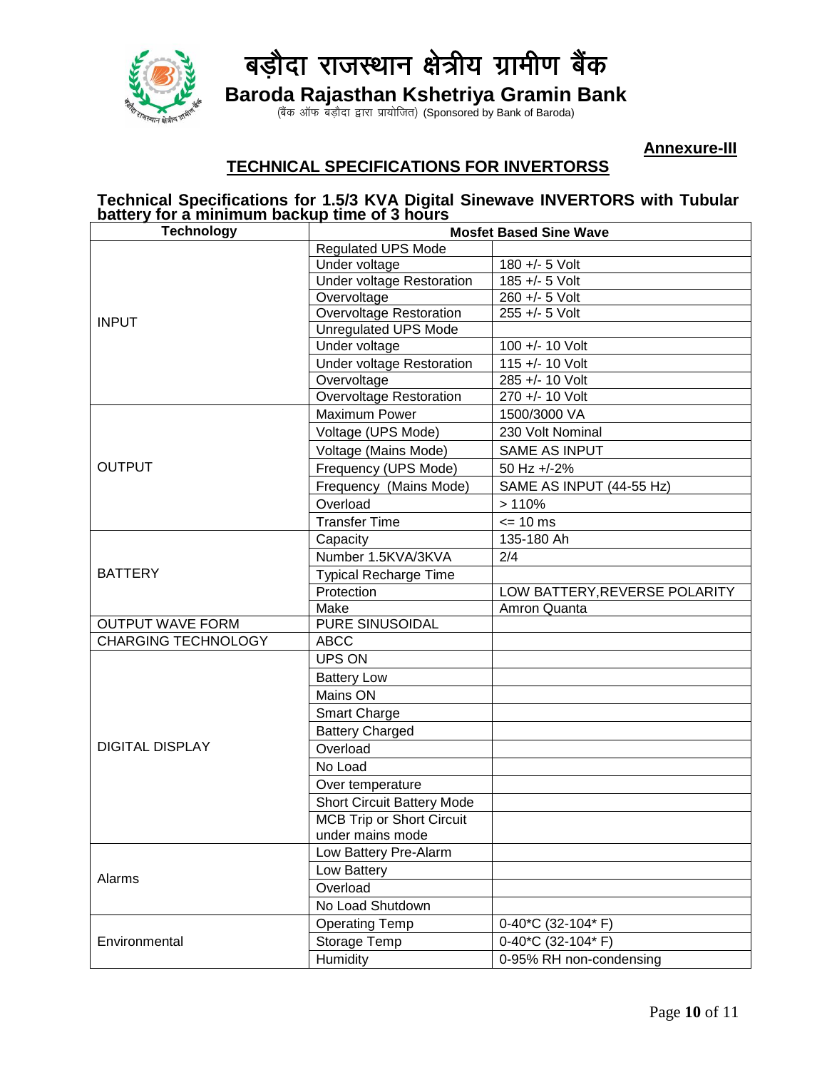# बड़ौदा राजस्थान क्षेत्रीय ग्रामीण बैंक

## Baroda Rajasthan Kshetriya Gramin Bank

(बैंक ऑफ बड़ौदा द्वारा प्रायोजित) (Sponsored by Bank of Baroda)

**Annexure-III**

## TECHNICAL SPECIFICATIONS FOR INVERTORSS

### Technical Specifications for 1.5/3 KVA Digital Sinewave INVERTORS with Tubular battery for a minimum backup time of 3 hours

| Technology | Mosfet Based Sine Wave | |
|---|---|---|
| INPUT | Regulated UPS Mode | |
| | Under voltage | 180 +/- 5 Volt |
| | Under voltage Restoration | 185 +/- 5 Volt |
| | Overvoltage | 260 +/- 5 Volt |
| | Overvoltage Restoration | 255 +/- 5 Volt |
| | Unregulated UPS Mode | |
| | Under voltage | 100 +/- 10 Volt |
| | Under voltage Restoration | 115 +/- 10 Volt |
| | Overvoltage | 285 +/- 10 Volt |
| | Overvoltage Restoration | 270 +/- 10 Volt |
| OUTPUT | Maximum Power | 1500/3000 VA |
| | Voltage (UPS Mode) | 230 Volt Nominal |
| | Voltage (Mains Mode) | SAME AS INPUT |
| | Frequency (UPS Mode) | 50 Hz +/-2% |
| | Frequency (Mains Mode) | SAME AS INPUT (44-55 Hz) |
| | Overload | > 110% |
| | Transfer Time | <= 10 ms |
| BATTERY | Capacity | 135-180 Ah |
| | Number 1.5KVA/3KVA | 2/4 |
| | Typical Recharge Time | |
| | Protection | LOW BATTERY,REVERSE POLARITY |
| | Make | Amron Quanta |
| OUTPUT WAVE FORM | PURE SINUSOIDAL | |
| CHARGING TECHNOLOGY | ABCC | |
| DIGITAL DISPLAY | UPS ON | |
| | Battery Low | |
| | Mains ON | |
| | Smart Charge | |
| | Battery Charged | |
| | Overload | |
| | No Load | |
| | Over temperature | |
| | Short Circuit Battery Mode | |
| | MCB Trip or Short Circuit under mains mode | |
| Alarms | Low Battery Pre-Alarm | |
| | Low Battery | |
| | Overload | |
| | No Load Shutdown | |
| Environmental | Operating Temp | 0-40*C (32-104* F) |
| | Storage Temp | 0-40*C (32-104* F) |
| | Humidity | 0-95% RH non-condensing |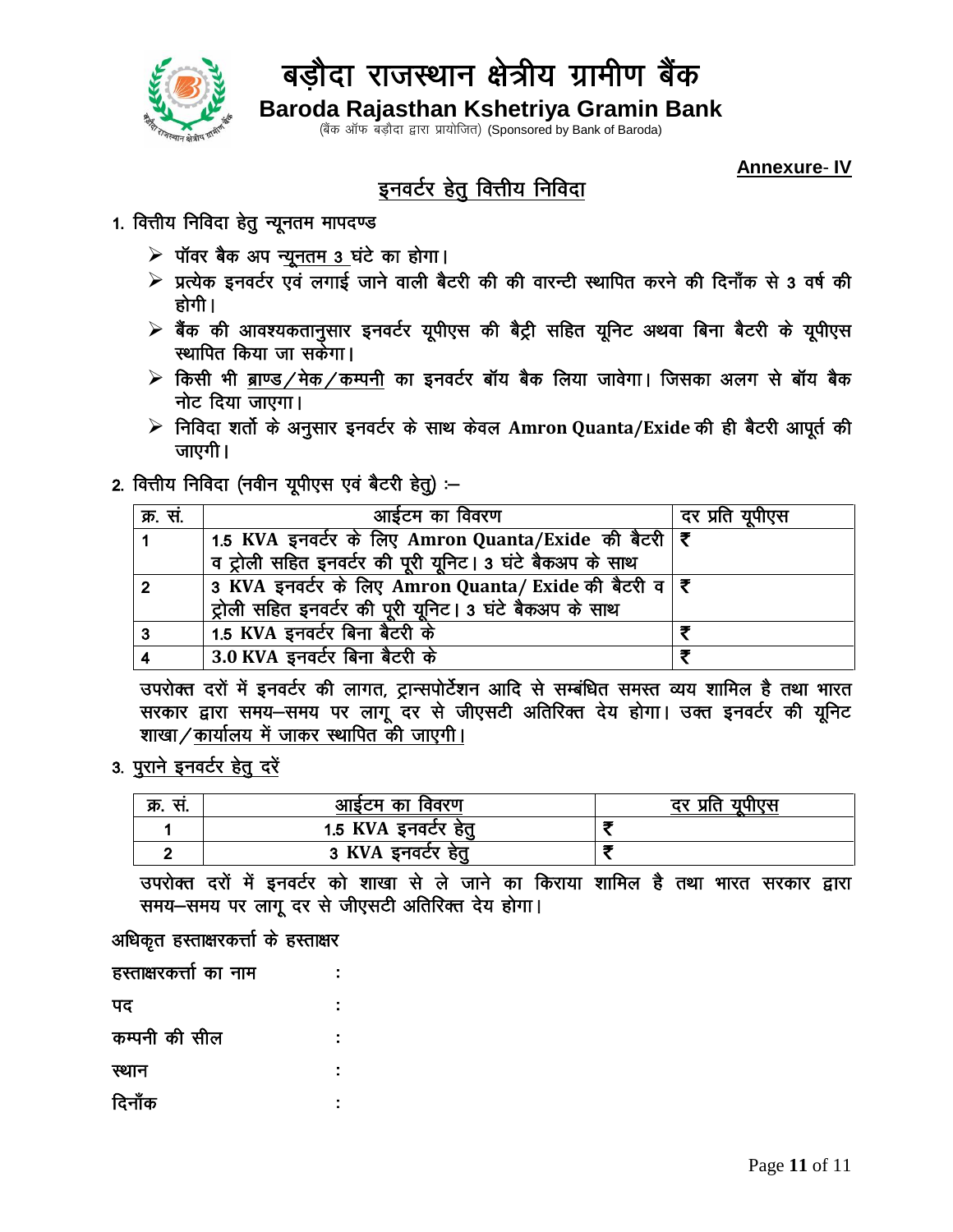# बड़ौदा राजस्थान क्षेत्रीय ग्रामीण बैंक

**Baroda Rajasthan Kshetriya Gramin Bank**

(बैंक ऑफ बड़ौदा द्वारा प्रायोजित) (Sponsored by Bank of Baroda)

**Annexure- IV**

## इनवर्टर हेतु वित्तीय निविदा

1. वित्तीय निविदा हेतु न्यूनतम मापदण्ड
   - पॉवर बैक अप न्यूनतम 3 घंटे का होगा।
   - प्रत्येक इनवर्टर एवं लगाई जाने वाली बैटरी की की वारन्टी स्थापित करने की दिनाँक से 3 वर्ष की होगी।
   - बैंक की आवश्यकतानुसार इनवर्टर यूपीएस की बैट्री सहित यूनिट अथवा बिना बैटरी के यूपीएस स्थापित किया जा सकेगा।
   - किसी भी ब्राण्ड/मेक/कम्पनी का इनवर्टर बॉय बैक लिया जावेगा। जिसका अलग से बॉय बैक नोट दिया जाएगा।
   - निविदा शर्तो के अनुसार इनवर्टर के साथ केवल **Amron Quanta/Exide** की ही बैटरी आपूर्त की जाएगी।

2. वित्तीय निविदा (नवीन यूपीएस एवं बैटरी हेतु) :–

| क्र. सं. | आईटम का विवरण | दर प्रति यूपीएस |
|---|---|---|
| 1 | 1.5 KVA इनवर्टर के लिए **Amron Quanta/Exide** की बैटरी व ट्रोली सहित इनवर्टर की पूरी यूनिट। 3 घंटे बैकअप के साथ | ₹ |
| 2 | 3 KVA इनवर्टर के लिए **Amron Quanta/ Exide** की बैटरी व ट्रोली सहित इनवर्टर की पूरी यूनिट। 3 घंटे बैकअप के साथ | ₹ |
| 3 | 1.5 KVA इनवर्टर बिना बैटरी के | ₹ |
| 4 | 3.0 KVA इनवर्टर बिना बैटरी के | ₹ |

उपरोक्त दरों में इनवर्टर की लागत, ट्रान्सपोर्टेशन आदि से सम्बंधित समस्त व्यय शामिल है तथा भारत सरकार द्वारा समय–समय पर लागू दर से जीएसटी अतिरिक्त देय होगा। उक्त इनवर्टर की यूनिट शाखा/कार्यालय में जाकर स्थापित की जाएगी।

3. पुराने इनवर्टर हेतु दरें

| क्र. सं. | आईटम का विवरण | दर प्रति यूपीएस |
|---|---|---|
| 1 | 1.5 KVA इनवर्टर हेतु | ₹ |
| 2 | 3 KVA इनवर्टर हेतु | ₹ |

उपरोक्त दरों में इनवर्टर को शाखा से ले जाने का किराया शामिल है तथा भारत सरकार द्वारा समय–समय पर लागू दर से जीएसटी अतिरिक्त देय होगा।

अधिकृत हस्ताक्षरकर्त्ता के हस्ताक्षर

हस्ताक्षरकर्त्ता का नाम :

पद :

कम्पनी की सील :

स्थान :

दिनाँक :